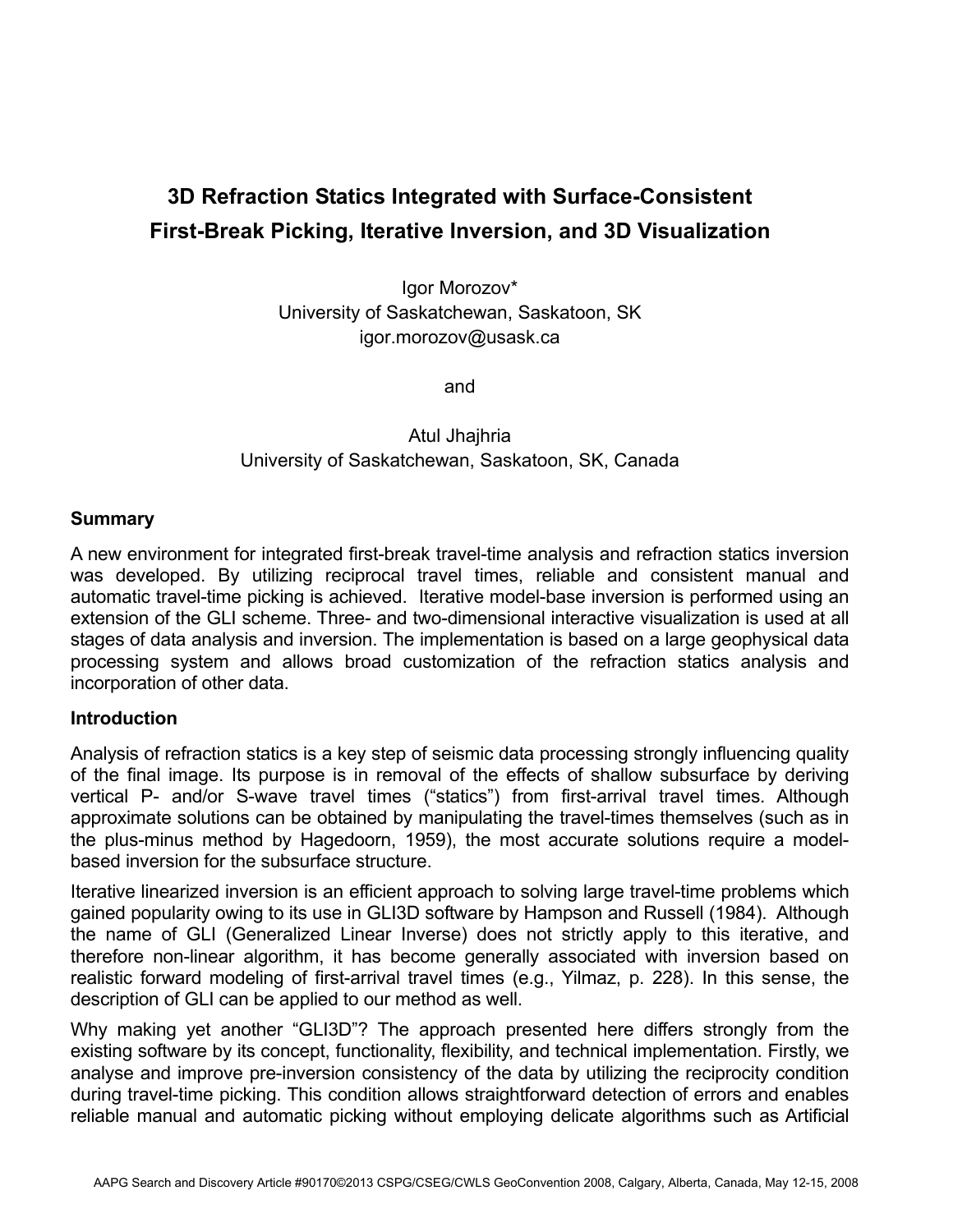# 3D Refraction Statics Integrated with Surface-Consistent First-Break Picking, Iterative Inversion, and 3D Visualization

Igor Morozov*
University of Saskatchewan, Saskatoon, SK
igor.morozov@usask.ca

and

Atul Jhajhria
University of Saskatchewan, Saskatoon, SK, Canada

## Summary

A new environment for integrated first-break travel-time analysis and refraction statics inversion was developed. By utilizing reciprocal travel times, reliable and consistent manual and automatic travel-time picking is achieved. Iterative model-base inversion is performed using an extension of the GLI scheme. Three- and two-dimensional interactive visualization is used at all stages of data analysis and inversion. The implementation is based on a large geophysical data processing system and allows broad customization of the refraction statics analysis and incorporation of other data.

## Introduction

Analysis of refraction statics is a key step of seismic data processing strongly influencing quality of the final image. Its purpose is in removal of the effects of shallow subsurface by deriving vertical P- and/or S-wave travel times ("statics") from first-arrival travel times. Although approximate solutions can be obtained by manipulating the travel-times themselves (such as in the plus-minus method by Hagedoorn, 1959), the most accurate solutions require a model-based inversion for the subsurface structure.

Iterative linearized inversion is an efficient approach to solving large travel-time problems which gained popularity owing to its use in GLI3D software by Hampson and Russell (1984). Although the name of GLI (Generalized Linear Inverse) does not strictly apply to this iterative, and therefore non-linear algorithm, it has become generally associated with inversion based on realistic forward modeling of first-arrival travel times (e.g., Yilmaz, p. 228). In this sense, the description of GLI can be applied to our method as well.

Why making yet another "GLI3D"? The approach presented here differs strongly from the existing software by its concept, functionality, flexibility, and technical implementation. Firstly, we analyse and improve pre-inversion consistency of the data by utilizing the reciprocity condition during travel-time picking. This condition allows straightforward detection of errors and enables reliable manual and automatic picking without employing delicate algorithms such as Artificial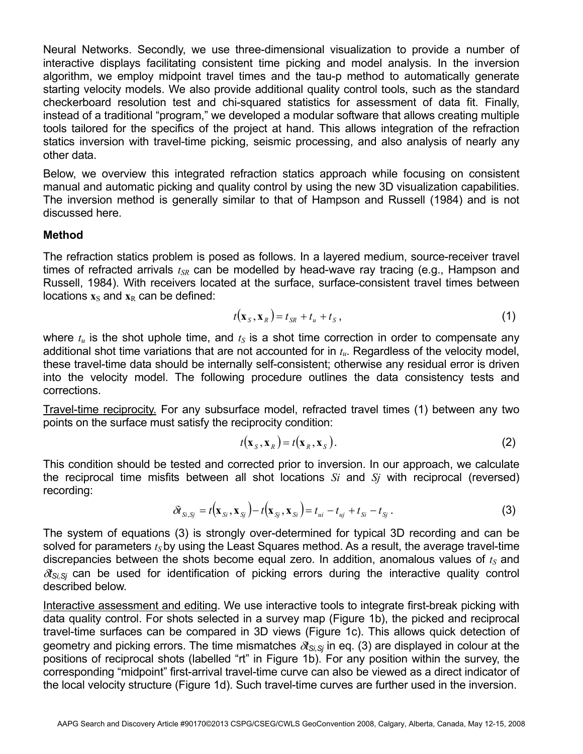Neural Networks. Secondly, we use three-dimensional visualization to provide a number of interactive displays facilitating consistent time picking and model analysis. In the inversion algorithm, we employ midpoint travel times and the tau-p method to automatically generate starting velocity models. We also provide additional quality control tools, such as the standard checkerboard resolution test and chi-squared statistics for assessment of data fit. Finally, instead of a traditional "program," we developed a modular software that allows creating multiple tools tailored for the specifics of the project at hand. This allows integration of the refraction statics inversion with travel-time picking, seismic processing, and also analysis of nearly any other data.

Below, we overview this integrated refraction statics approach while focusing on consistent manual and automatic picking and quality control by using the new 3D visualization capabilities. The inversion method is generally similar to that of Hampson and Russell (1984) and is not discussed here.

### Method

The refraction statics problem is posed as follows. In a layered medium, source-receiver travel times of refracted arrivals $t_{SR}$ can be modelled by head-wave ray tracing (e.g., Hampson and Russell, 1984). With receivers located at the surface, surface-consistent travel times between locations $\mathbf{x}_S$ and $\mathbf{x}_R$ can be defined:

$$t(\mathbf{x}_S, \mathbf{x}_R) = t_{SR} + t_u + t_S\,, \tag{1}$$

where $t_u$ is the shot uphole time, and $t_S$ is a shot time correction in order to compensate any additional shot time variations that are not accounted for in $t_u$. Regardless of the velocity model, these travel-time data should be internally self-consistent; otherwise any residual error is driven into the velocity model. The following procedure outlines the data consistency tests and corrections.

Travel-time reciprocity. For any subsurface model, refracted travel times (1) between any two points on the surface must satisfy the reciprocity condition:

$$t(\mathbf{x}_S, \mathbf{x}_R) = t(\mathbf{x}_R, \mathbf{x}_S). \tag{2}$$

This condition should be tested and corrected prior to inversion. In our approach, we calculate the reciprocal time misfits between all shot locations $Si$ and $Sj$ with reciprocal (reversed) recording:

$$\delta t_{Si,Sj} = t(\mathbf{x}_{Si}, \mathbf{x}_{Sj}) - t(\mathbf{x}_{Sj}, \mathbf{x}_{Si}) = t_{ui} - t_{uj} + t_{Si} - t_{Sj}\,. \tag{3}$$

The system of equations (3) is strongly over-determined for typical 3D recording and can be solved for parameters $t_S$ by using the Least Squares method. As a result, the average travel-time discrepancies between the shots become equal zero. In addition, anomalous values of $t_S$ and $\delta t_{Si,Sj}$ can be used for identification of picking errors during the interactive quality control described below.

Interactive assessment and editing. We use interactive tools to integrate first-break picking with data quality control. For shots selected in a survey map (Figure 1b), the picked and reciprocal travel-time surfaces can be compared in 3D views (Figure 1c). This allows quick detection of geometry and picking errors. The time mismatches $\delta t_{Si,Sj}$ in eq. (3) are displayed in colour at the positions of reciprocal shots (labelled "rt" in Figure 1b). For any position within the survey, the corresponding "midpoint" first-arrival travel-time curve can also be viewed as a direct indicator of the local velocity structure (Figure 1d). Such travel-time curves are further used in the inversion.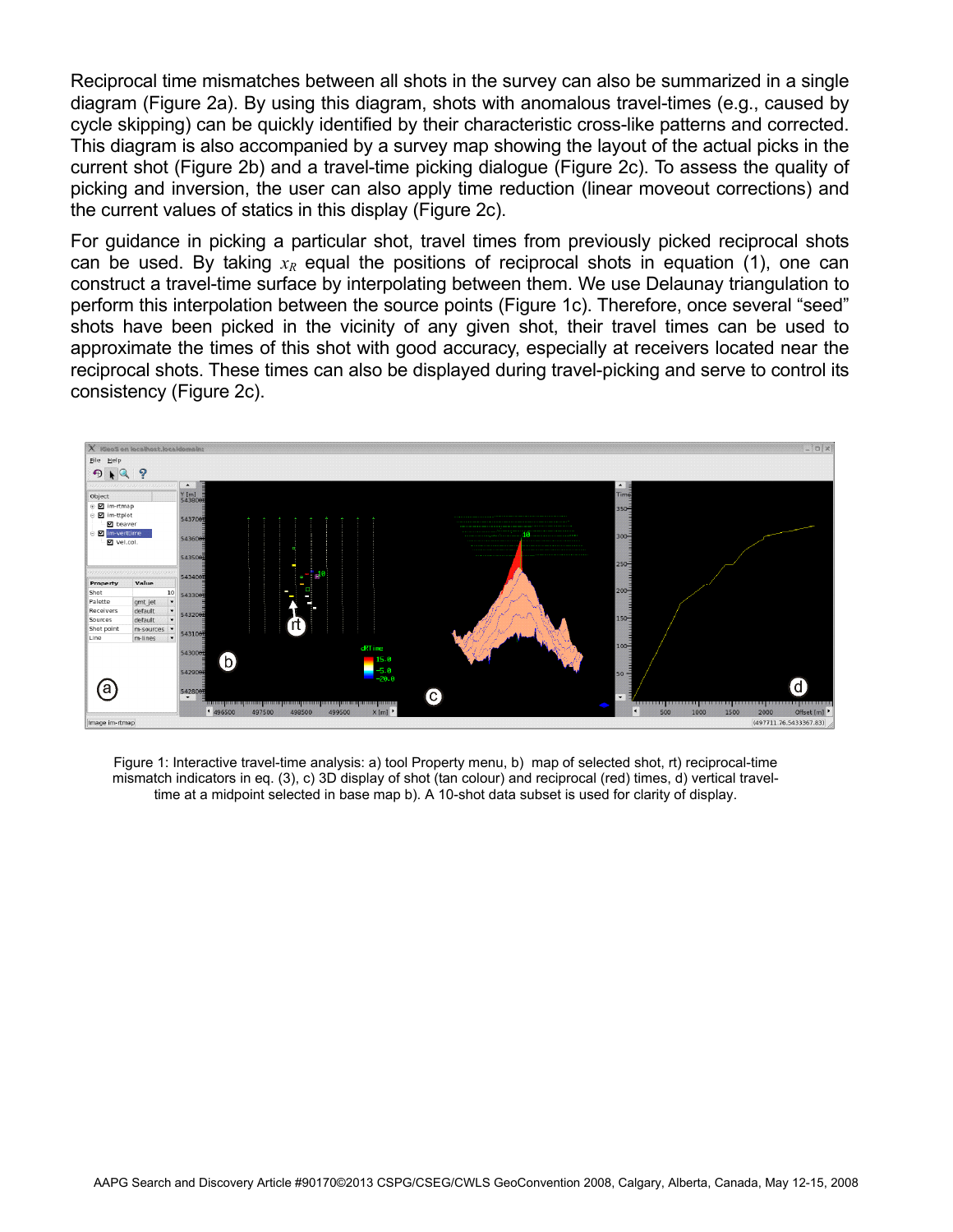Reciprocal time mismatches between all shots in the survey can also be summarized in a single diagram (Figure 2a). By using this diagram, shots with anomalous travel-times (e.g., caused by cycle skipping) can be quickly identified by their characteristic cross-like patterns and corrected. This diagram is also accompanied by a survey map showing the layout of the actual picks in the current shot (Figure 2b) and a travel-time picking dialogue (Figure 2c). To assess the quality of picking and inversion, the user can also apply time reduction (linear moveout corrections) and the current values of statics in this display (Figure 2c).

For guidance in picking a particular shot, travel times from previously picked reciprocal shots can be used. By taking $x_R$ equal the positions of reciprocal shots in equation (1), one can construct a travel-time surface by interpolating between them. We use Delaunay triangulation to perform this interpolation between the source points (Figure 1c). Therefore, once several "seed" shots have been picked in the vicinity of any given shot, their travel times can be used to approximate the times of this shot with good accuracy, especially at receivers located near the reciprocal shots. These times can also be displayed during travel-picking and serve to control its consistency (Figure 2c).

Figure 1: Interactive travel-time analysis: a) tool Property menu, b) map of selected shot, rt) reciprocal-time mismatch indicators in eq. (3), c) 3D display of shot (tan colour) and reciprocal (red) times, d) vertical travel-time at a midpoint selected in base map b). A 10-shot data subset is used for clarity of display.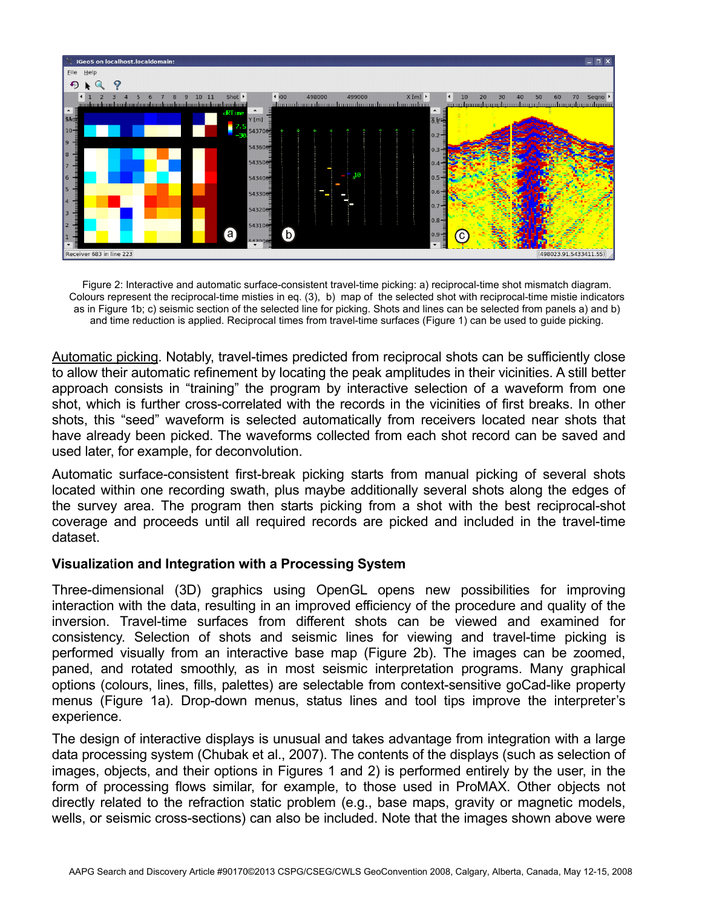Figure 2: Interactive and automatic surface-consistent travel-time picking: a) reciprocal-time shot mismatch diagram. Colours represent the reciprocal-time misties in eq. (3), b) map of the selected shot with reciprocal-time mistie indicators as in Figure 1b; c) seismic section of the selected line for picking. Shots and lines can be selected from panels a) and b) and time reduction is applied. Reciprocal times from travel-time surfaces (Figure 1) can be used to guide picking.

Automatic picking. Notably, travel-times predicted from reciprocal shots can be sufficiently close to allow their automatic refinement by locating the peak amplitudes in their vicinities. A still better approach consists in "training" the program by interactive selection of a waveform from one shot, which is further cross-correlated with the records in the vicinities of first breaks. In other shots, this "seed" waveform is selected automatically from receivers located near shots that have already been picked. The waveforms collected from each shot record can be saved and used later, for example, for deconvolution.

Automatic surface-consistent first-break picking starts from manual picking of several shots located within one recording swath, plus maybe additionally several shots along the edges of the survey area. The program then starts picking from a shot with the best reciprocal-shot coverage and proceeds until all required records are picked and included in the travel-time dataset.

**Visualization and Integration with a Processing System**

Three-dimensional (3D) graphics using OpenGL opens new possibilities for improving interaction with the data, resulting in an improved efficiency of the procedure and quality of the inversion. Travel-time surfaces from different shots can be viewed and examined for consistency. Selection of shots and seismic lines for viewing and travel-time picking is performed visually from an interactive base map (Figure 2b). The images can be zoomed, paned, and rotated smoothly, as in most seismic interpretation programs. Many graphical options (colours, lines, fills, palettes) are selectable from context-sensitive goCad-like property menus (Figure 1a). Drop-down menus, status lines and tool tips improve the interpreter's experience.

The design of interactive displays is unusual and takes advantage from integration with a large data processing system (Chubak et al., 2007). The contents of the displays (such as selection of images, objects, and their options in Figures 1 and 2) is performed entirely by the user, in the form of processing flows similar, for example, to those used in ProMAX. Other objects not directly related to the refraction static problem (e.g., base maps, gravity or magnetic models, wells, or seismic cross-sections) can also be included. Note that the images shown above were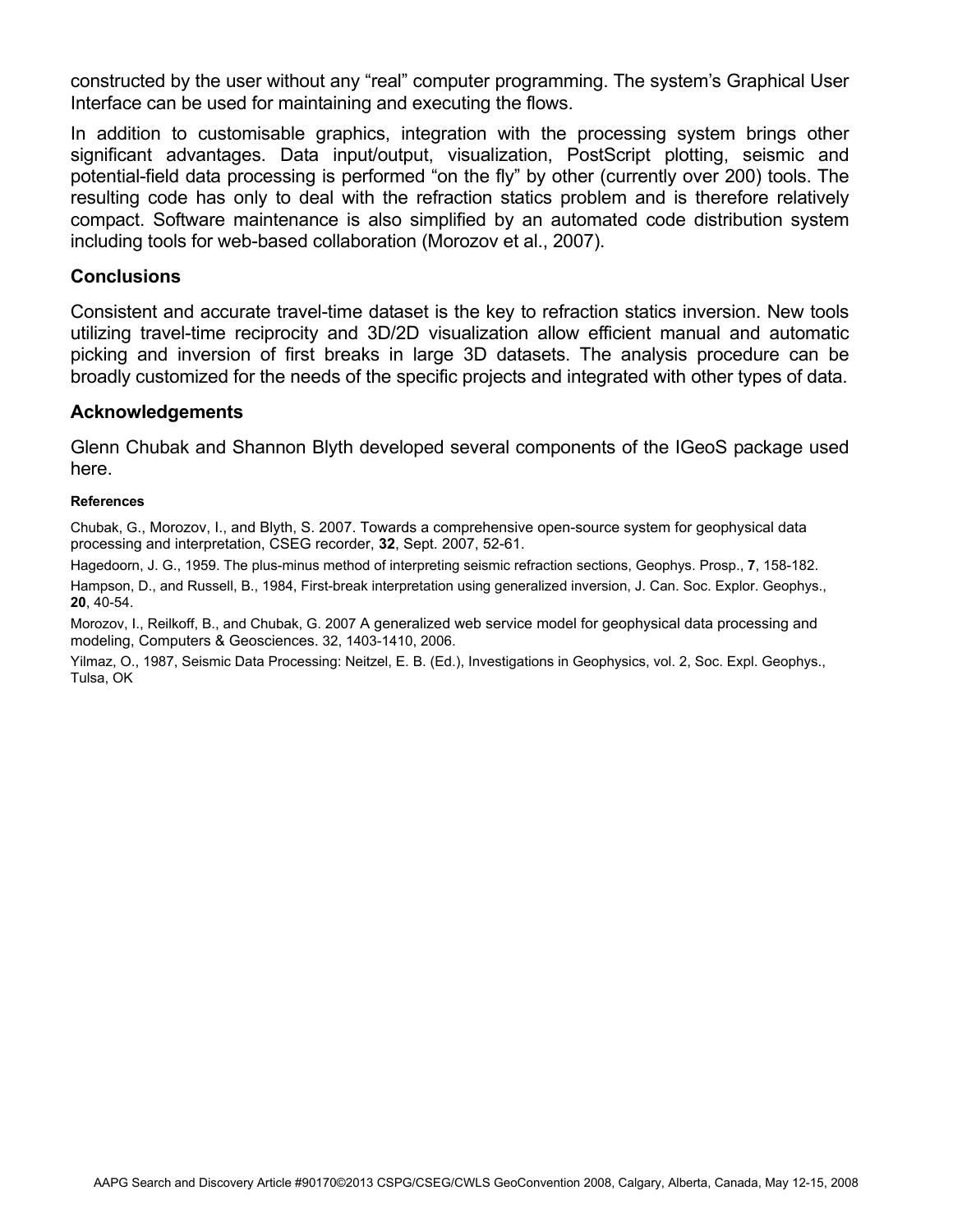constructed by the user without any “real” computer programming. The system’s Graphical User Interface can be used for maintaining and executing the flows.

In addition to customisable graphics, integration with the processing system brings other significant advantages. Data input/output, visualization, PostScript plotting, seismic and potential-field data processing is performed “on the fly” by other (currently over 200) tools. The resulting code has only to deal with the refraction statics problem and is therefore relatively compact. Software maintenance is also simplified by an automated code distribution system including tools for web-based collaboration (Morozov et al., 2007).

## Conclusions

Consistent and accurate travel-time dataset is the key to refraction statics inversion. New tools utilizing travel-time reciprocity and 3D/2D visualization allow efficient manual and automatic picking and inversion of first breaks in large 3D datasets. The analysis procedure can be broadly customized for the needs of the specific projects and integrated with other types of data.

## Acknowledgements

Glenn Chubak and Shannon Blyth developed several components of the IGeoS package used here.

#### References

Chubak, G., Morozov, I., and Blyth, S. 2007. Towards a comprehensive open-source system for geophysical data processing and interpretation, CSEG recorder, **32**, Sept. 2007, 52-61.

Hagedoorn, J. G., 1959. The plus-minus method of interpreting seismic refraction sections, Geophys. Prosp., **7**, 158-182.

Hampson, D., and Russell, B., 1984, First-break interpretation using generalized inversion, J. Can. Soc. Explor. Geophys., **20**, 40-54.

Morozov, I., Reilkoff, B., and Chubak, G. 2007 A generalized web service model for geophysical data processing and modeling, Computers & Geosciences. 32, 1403-1410, 2006.

Yilmaz, O., 1987, Seismic Data Processing: Neitzel, E. B. (Ed.), Investigations in Geophysics, vol. 2, Soc. Expl. Geophys., Tulsa, OK